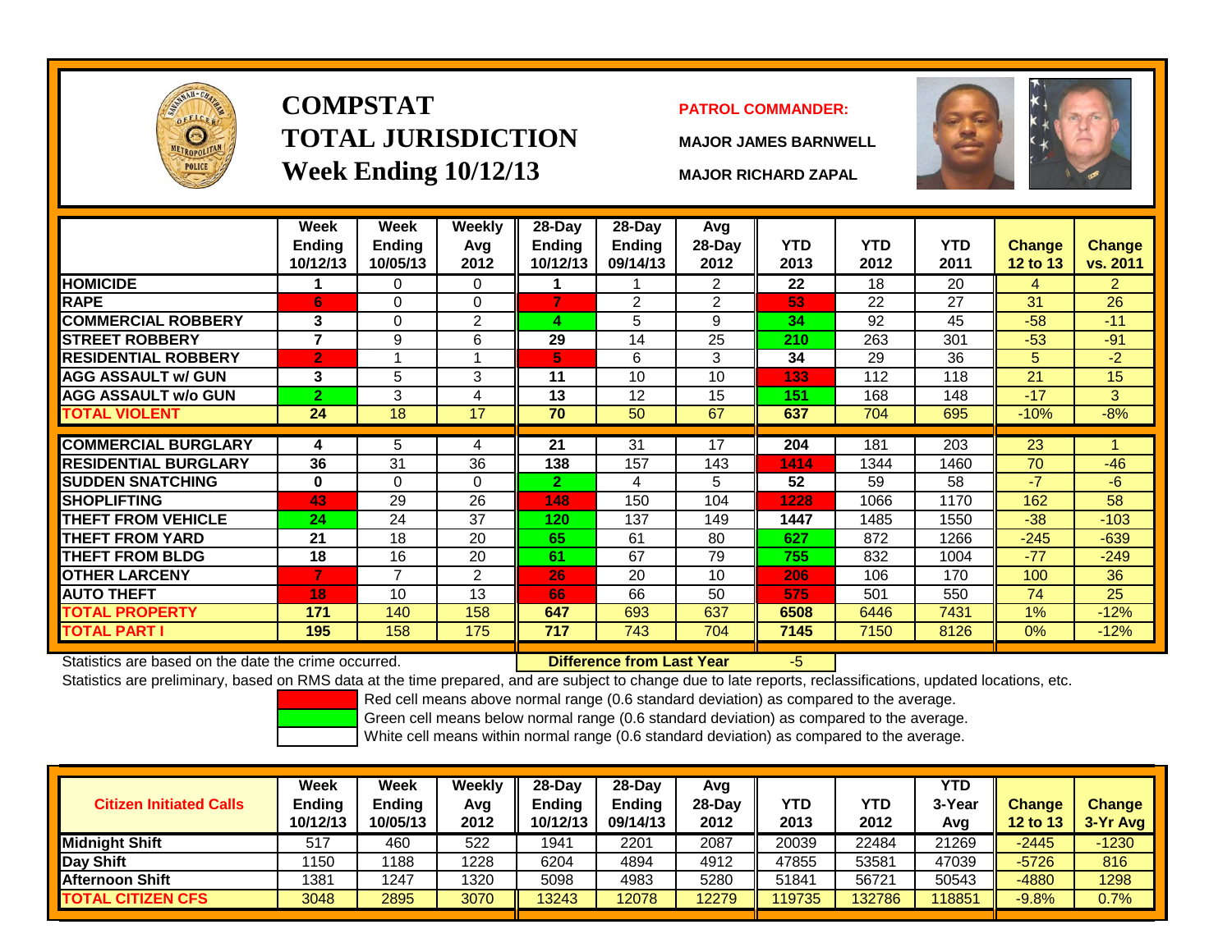# COMPSTAT
# TOTAL JURISDICTION
# Week Ending 10/12/13

**PATROL COMMANDER:**

**MAJOR JAMES BARNWELL**

**MAJOR RICHARD ZAPAL**

| | Week Ending 10/12/13 | Week Ending 10/05/13 | Weekly Avg 2012 | 28-Day Ending 10/12/13 | 28-Day Ending 09/14/13 | Avg 28-Day 2012 | YTD 2013 | YTD 2012 | YTD 2011 | Change 12 to 13 | Change vs. 2011 |
|---|---|---|---|---|---|---|---|---|---|---|---|
| HOMICIDE | 1 | 0 | 0 | 1 | 1 | 2 | 22 | 18 | 20 | 4 | 2 |
| RAPE | 6 | 0 | 0 | 7 | 2 | 2 | 53 | 22 | 27 | 31 | 26 |
| COMMERCIAL ROBBERY | 3 | 0 | 2 | 4 | 5 | 9 | 34 | 92 | 45 | -58 | -11 |
| STREET ROBBERY | 7 | 9 | 6 | 29 | 14 | 25 | 210 | 263 | 301 | -53 | -91 |
| RESIDENTIAL ROBBERY | 2 | 1 | 1 | 5 | 6 | 3 | 34 | 29 | 36 | 5 | -2 |
| AGG ASSAULT w/ GUN | 3 | 5 | 3 | 11 | 10 | 10 | 133 | 112 | 118 | 21 | 15 |
| AGG ASSAULT w/o GUN | 2 | 3 | 4 | 13 | 12 | 15 | 151 | 168 | 148 | -17 | 3 |
| TOTAL VIOLENT | 24 | 18 | 17 | 70 | 50 | 67 | 637 | 704 | 695 | -10% | -8% |
| COMMERCIAL BURGLARY | 4 | 5 | 4 | 21 | 31 | 17 | 204 | 181 | 203 | 23 | 1 |
| RESIDENTIAL BURGLARY | 36 | 31 | 36 | 138 | 157 | 143 | 1414 | 1344 | 1460 | 70 | -46 |
| SUDDEN SNATCHING | 0 | 0 | 0 | 2 | 4 | 5 | 52 | 59 | 58 | -7 | -6 |
| SHOPLIFTING | 43 | 29 | 26 | 148 | 150 | 104 | 1228 | 1066 | 1170 | 162 | 58 |
| THEFT FROM VEHICLE | 24 | 24 | 37 | 120 | 137 | 149 | 1447 | 1485 | 1550 | -38 | -103 |
| THEFT FROM YARD | 21 | 18 | 20 | 65 | 61 | 80 | 627 | 872 | 1266 | -245 | -639 |
| THEFT FROM BLDG | 18 | 16 | 20 | 61 | 67 | 79 | 755 | 832 | 1004 | -77 | -249 |
| OTHER LARCENY | 7 | 7 | 2 | 26 | 20 | 10 | 206 | 106 | 170 | 100 | 36 |
| AUTO THEFT | 18 | 10 | 13 | 66 | 66 | 50 | 575 | 501 | 550 | 74 | 25 |
| TOTAL PROPERTY | 171 | 140 | 158 | 647 | 693 | 637 | 6508 | 6446 | 7431 | 1% | -12% |
| TOTAL PART I | 195 | 158 | 175 | 717 | 743 | 704 | 7145 | 7150 | 8126 | 0% | -12% |

Statistics are based on the date the crime occurred. **Difference from Last Year** -5

Statistics are preliminary, based on RMS data at the time prepared, and are subject to change due to late reports, reclassifications, updated locations, etc.

Red cell means above normal range (0.6 standard deviation) as compared to the average.

Green cell means below normal range (0.6 standard deviation) as compared to the average.

White cell means within normal range (0.6 standard deviation) as compared to the average.

| Citizen Initiated Calls | Week Ending 10/12/13 | Week Ending 10/05/13 | Weekly Avg 2012 | 28-Day Ending 10/12/13 | 28-Day Ending 09/14/13 | Avg 28-Day 2012 | YTD 2013 | YTD 2012 | YTD 3-Year Avg | Change 12 to 13 | Change 3-Yr Avg |
|---|---|---|---|---|---|---|---|---|---|---|---|
| Midnight Shift | 517 | 460 | 522 | 1941 | 2201 | 2087 | 20039 | 22484 | 21269 | -2445 | -1230 |
| Day Shift | 1150 | 1188 | 1228 | 6204 | 4894 | 4912 | 47855 | 53581 | 47039 | -5726 | 816 |
| Afternoon Shift | 1381 | 1247 | 1320 | 5098 | 4983 | 5280 | 51841 | 56721 | 50543 | -4880 | 1298 |
| TOTAL CITIZEN CFS | 3048 | 2895 | 3070 | 13243 | 12078 | 12279 | 119735 | 132786 | 118851 | -9.8% | 0.7% |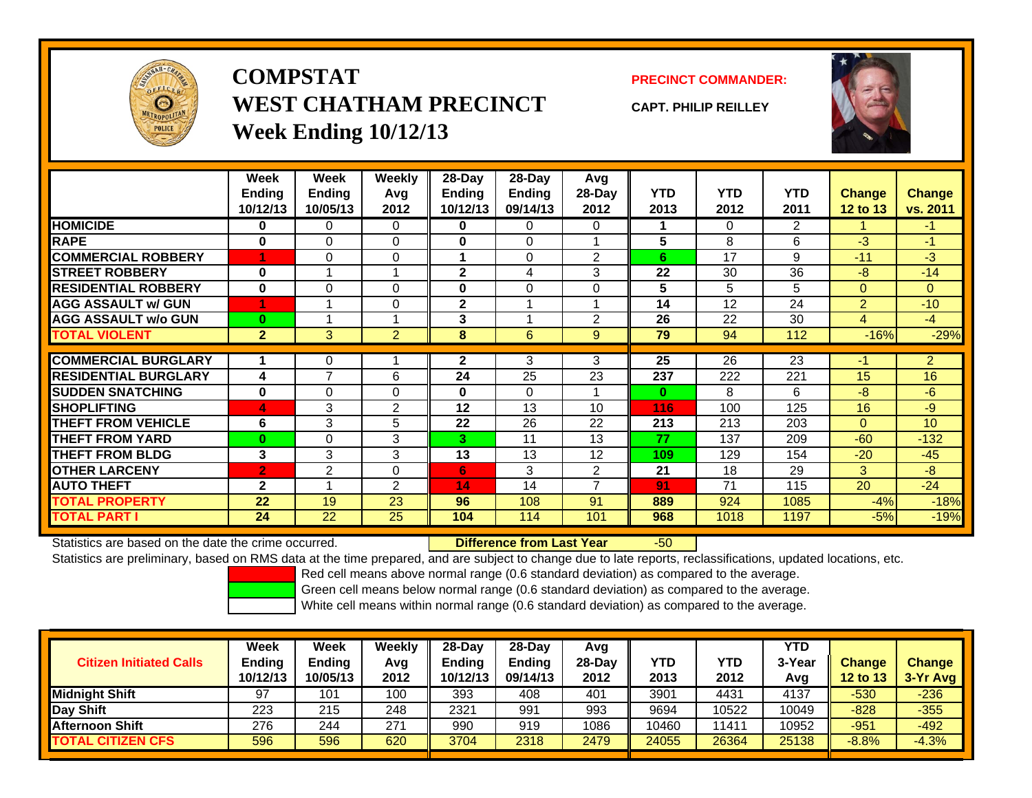# COMPSTAT
# WEST CHATHAM PRECINCT
## Week Ending 10/12/13

**PRECINCT COMMANDER:**

**CAPT. PHILIP REILLEY**

| | Week Ending 10/12/13 | Week Ending 10/05/13 | Weekly Avg 2012 | 28-Day Ending 10/12/13 | 28-Day Ending 09/14/13 | Avg 28-Day 2012 | YTD 2013 | YTD 2012 | YTD 2011 | Change 12 to 13 | Change vs. 2011 |
|---|---|---|---|---|---|---|---|---|---|---|---|
| HOMICIDE | 0 | 0 | 0 | 0 | 0 | 0 | 1 | 0 | 2 | 1 | -1 |
| RAPE | 0 | 0 | 0 | 0 | 0 | 1 | 5 | 8 | 6 | -3 | -1 |
| COMMERCIAL ROBBERY | 1 | 0 | 0 | 1 | 0 | 2 | 6 | 17 | 9 | -11 | -3 |
| STREET ROBBERY | 0 | 1 | 1 | 2 | 4 | 3 | 22 | 30 | 36 | -8 | -14 |
| RESIDENTIAL ROBBERY | 0 | 0 | 0 | 0 | 0 | 0 | 5 | 5 | 5 | 0 | 0 |
| AGG ASSAULT w/ GUN | 1 | 1 | 0 | 2 | 1 | 1 | 14 | 12 | 24 | 2 | -10 |
| AGG ASSAULT w/o GUN | 0 | 1 | 1 | 3 | 1 | 2 | 26 | 22 | 30 | 4 | -4 |
| TOTAL VIOLENT | 2 | 3 | 2 | 8 | 6 | 9 | 79 | 94 | 112 | -16% | -29% |
| COMMERCIAL BURGLARY | 1 | 0 | 1 | 2 | 3 | 3 | 25 | 26 | 23 | -1 | 2 |
| RESIDENTIAL BURGLARY | 4 | 7 | 6 | 24 | 25 | 23 | 237 | 222 | 221 | 15 | 16 |
| SUDDEN SNATCHING | 0 | 0 | 0 | 0 | 0 | 1 | 0 | 8 | 6 | -8 | -6 |
| SHOPLIFTING | 4 | 3 | 2 | 12 | 13 | 10 | 116 | 100 | 125 | 16 | -9 |
| THEFT FROM VEHICLE | 6 | 3 | 5 | 22 | 26 | 22 | 213 | 213 | 203 | 0 | 10 |
| THEFT FROM YARD | 0 | 0 | 3 | 3 | 11 | 13 | 77 | 137 | 209 | -60 | -132 |
| THEFT FROM BLDG | 3 | 3 | 3 | 13 | 13 | 12 | 109 | 129 | 154 | -20 | -45 |
| OTHER LARCENY | 2 | 2 | 0 | 6 | 3 | 2 | 21 | 18 | 29 | 3 | -8 |
| AUTO THEFT | 2 | 1 | 2 | 14 | 14 | 7 | 91 | 71 | 115 | 20 | -24 |
| TOTAL PROPERTY | 22 | 19 | 23 | 96 | 108 | 91 | 889 | 924 | 1085 | -4% | -18% |
| TOTAL PART I | 24 | 22 | 25 | 104 | 114 | 101 | 968 | 1018 | 1197 | -5% | -19% |

Statistics are based on the date the crime occurred. **Difference from Last Year** -50

Statistics are preliminary, based on RMS data at the time prepared, and are subject to change due to late reports, reclassifications, updated locations, etc.

Red cell means above normal range (0.6 standard deviation) as compared to the average.
Green cell means below normal range (0.6 standard deviation) as compared to the average.
White cell means within normal range (0.6 standard deviation) as compared to the average.

| Citizen Initiated Calls | Week Ending 10/12/13 | Week Ending 10/05/13 | Weekly Avg 2012 | 28-Day Ending 10/12/13 | 28-Day Ending 09/14/13 | Avg 28-Day 2012 | YTD 2013 | YTD 2012 | YTD 3-Year Avg | Change 12 to 13 | Change 3-Yr Avg |
|---|---|---|---|---|---|---|---|---|---|---|---|
| Midnight Shift | 97 | 101 | 100 | 393 | 408 | 401 | 3901 | 4431 | 4137 | -530 | -236 |
| Day Shift | 223 | 215 | 248 | 2321 | 991 | 993 | 9694 | 10522 | 10049 | -828 | -355 |
| Afternoon Shift | 276 | 244 | 271 | 990 | 919 | 1086 | 10460 | 11411 | 10952 | -951 | -492 |
| TOTAL CITIZEN CFS | 596 | 596 | 620 | 3704 | 2318 | 2479 | 24055 | 26364 | 25138 | -8.8% | -4.3% |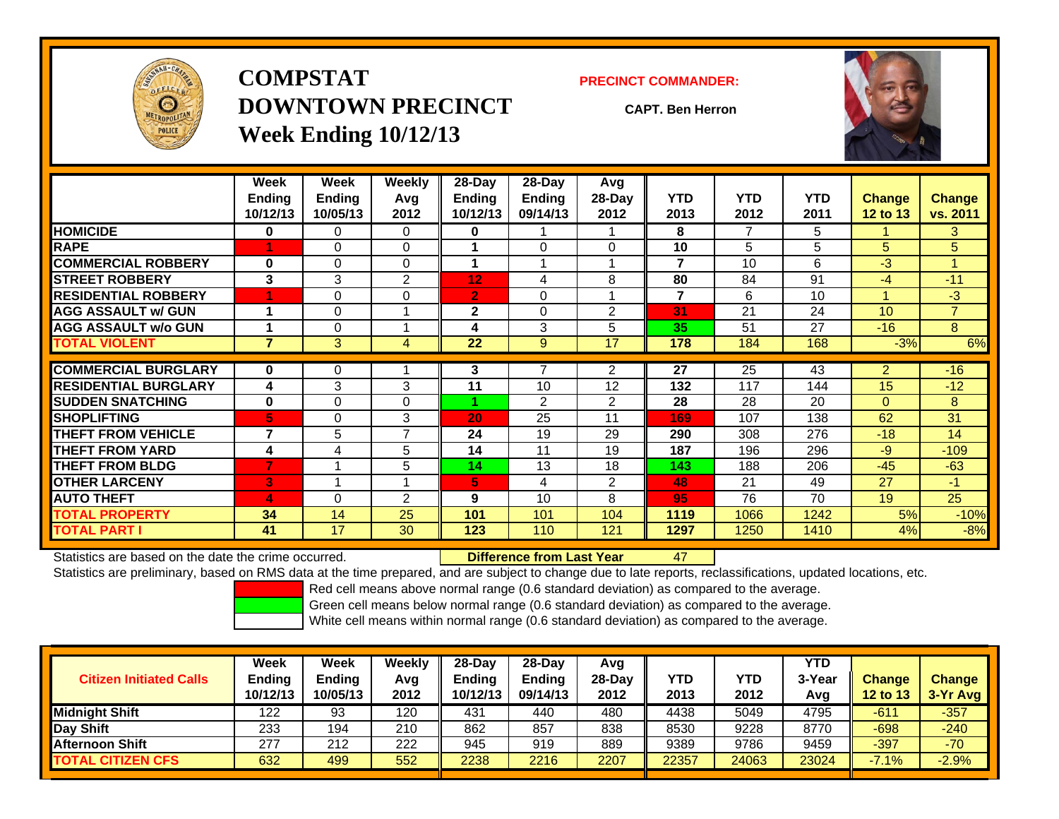# COMPSTAT
# DOWNTOWN PRECINCT
## Week Ending 10/12/13

**PRECINCT COMMANDER:**

**CAPT. Ben Herron**

| | Week Ending 10/12/13 | Week Ending 10/05/13 | Weekly Avg 2012 | 28-Day Ending 10/12/13 | 28-Day Ending 09/14/13 | Avg 28-Day 2012 | YTD 2013 | YTD 2012 | YTD 2011 | Change 12 to 13 | Change vs. 2011 |
|---|---|---|---|---|---|---|---|---|---|---|---|
| HOMICIDE | 0 | 0 | 0 | 0 | 1 | 1 | 8 | 7 | 5 | 1 | 3 |
| RAPE | 1 | 0 | 0 | 1 | 0 | 0 | 10 | 5 | 5 | 5 | 5 |
| COMMERCIAL ROBBERY | 0 | 0 | 0 | 1 | 1 | 1 | 7 | 10 | 6 | -3 | 1 |
| STREET ROBBERY | 3 | 3 | 2 | 12 | 4 | 8 | 80 | 84 | 91 | -4 | -11 |
| RESIDENTIAL ROBBERY | 1 | 0 | 0 | 2 | 0 | 1 | 7 | 6 | 10 | 1 | -3 |
| AGG ASSAULT w/ GUN | 1 | 0 | 1 | 2 | 0 | 2 | 31 | 21 | 24 | 10 | 7 |
| AGG ASSAULT w/o GUN | 1 | 0 | 1 | 4 | 3 | 5 | 35 | 51 | 27 | -16 | 8 |
| TOTAL VIOLENT | 7 | 3 | 4 | 22 | 9 | 17 | 178 | 184 | 168 | -3% | 6% |
| COMMERCIAL BURGLARY | 0 | 0 | 1 | 3 | 7 | 2 | 27 | 25 | 43 | 2 | -16 |
| RESIDENTIAL BURGLARY | 4 | 3 | 3 | 11 | 10 | 12 | 132 | 117 | 144 | 15 | -12 |
| SUDDEN SNATCHING | 0 | 0 | 0 | 1 | 2 | 2 | 28 | 28 | 20 | 0 | 8 |
| SHOPLIFTING | 5 | 0 | 3 | 20 | 25 | 11 | 169 | 107 | 138 | 62 | 31 |
| THEFT FROM VEHICLE | 7 | 5 | 7 | 24 | 19 | 29 | 290 | 308 | 276 | -18 | 14 |
| THEFT FROM YARD | 4 | 4 | 5 | 14 | 11 | 19 | 187 | 196 | 296 | -9 | -109 |
| THEFT FROM BLDG | 7 | 1 | 5 | 14 | 13 | 18 | 143 | 188 | 206 | -45 | -63 |
| OTHER LARCENY | 3 | 1 | 1 | 5 | 4 | 2 | 48 | 21 | 49 | 27 | -1 |
| AUTO THEFT | 4 | 0 | 2 | 9 | 10 | 8 | 95 | 76 | 70 | 19 | 25 |
| TOTAL PROPERTY | 34 | 14 | 25 | 101 | 101 | 104 | 1119 | 1066 | 1242 | 5% | -10% |
| TOTAL PART I | 41 | 17 | 30 | 123 | 110 | 121 | 1297 | 1250 | 1410 | 4% | -8% |

Statistics are based on the date the crime occurred. **Difference from Last Year** 47

Statistics are preliminary, based on RMS data at the time prepared, and are subject to change due to late reports, reclassifications, updated locations, etc.

Red cell means above normal range (0.6 standard deviation) as compared to the average.
Green cell means below normal range (0.6 standard deviation) as compared to the average.
White cell means within normal range (0.6 standard deviation) as compared to the average.

| Citizen Initiated Calls | Week Ending 10/12/13 | Week Ending 10/05/13 | Weekly Avg 2012 | 28-Day Ending 10/12/13 | 28-Day Ending 09/14/13 | Avg 28-Day 2012 | YTD 2013 | YTD 2012 | YTD 3-Year Avg | Change 12 to 13 | Change 3-Yr Avg |
|---|---|---|---|---|---|---|---|---|---|---|---|
| Midnight Shift | 122 | 93 | 120 | 431 | 440 | 480 | 4438 | 5049 | 4795 | -611 | -357 |
| Day Shift | 233 | 194 | 210 | 862 | 857 | 838 | 8530 | 9228 | 8770 | -698 | -240 |
| Afternoon Shift | 277 | 212 | 222 | 945 | 919 | 889 | 9389 | 9786 | 9459 | -397 | -70 |
| TOTAL CITIZEN CFS | 632 | 499 | 552 | 2238 | 2216 | 2207 | 22357 | 24063 | 23024 | -7.1% | -2.9% |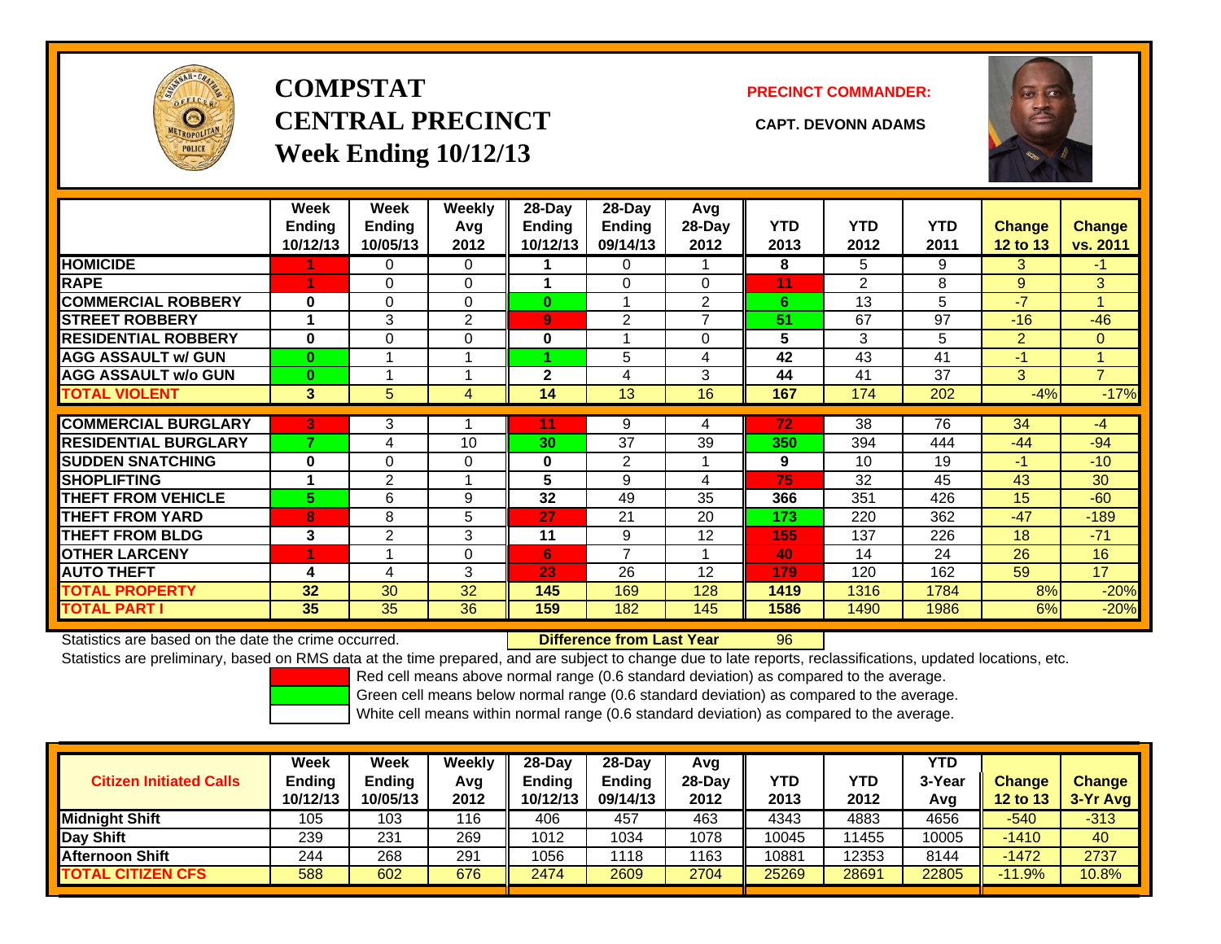# COMPSTAT
# CENTRAL PRECINCT
## Week Ending 10/12/13

**PRECINCT COMMANDER:**

**CAPT. DEVONN ADAMS**

| | Week Ending 10/12/13 | Week Ending 10/05/13 | Weekly Avg 2012 | 28-Day Ending 10/12/13 | 28-Day Ending 09/14/13 | Avg 28-Day 2012 | YTD 2013 | YTD 2012 | YTD 2011 | Change 12 to 13 | Change vs. 2011 |
|---|---|---|---|---|---|---|---|---|---|---|---|
| HOMICIDE | 1 | 0 | 0 | 1 | 0 | 1 | 8 | 5 | 9 | 3 | -1 |
| RAPE | 1 | 0 | 0 | 1 | 0 | 0 | 11 | 2 | 8 | 9 | 3 |
| COMMERCIAL ROBBERY | 0 | 0 | 0 | 0 | 1 | 2 | 6 | 13 | 5 | -7 | 1 |
| STREET ROBBERY | 1 | 3 | 2 | 9 | 2 | 7 | 51 | 67 | 97 | -16 | -46 |
| RESIDENTIAL ROBBERY | 0 | 0 | 0 | 0 | 1 | 0 | 5 | 3 | 5 | 2 | 0 |
| AGG ASSAULT w/ GUN | 0 | 1 | 1 | 1 | 5 | 4 | 42 | 43 | 41 | -1 | 1 |
| AGG ASSAULT w/o GUN | 0 | 1 | 1 | 2 | 4 | 3 | 44 | 41 | 37 | 3 | 7 |
| TOTAL VIOLENT | 3 | 5 | 4 | 14 | 13 | 16 | 167 | 174 | 202 | -4% | -17% |
| COMMERCIAL BURGLARY | 3 | 3 | 1 | 11 | 9 | 4 | 72 | 38 | 76 | 34 | -4 |
| RESIDENTIAL BURGLARY | 7 | 4 | 10 | 30 | 37 | 39 | 350 | 394 | 444 | -44 | -94 |
| SUDDEN SNATCHING | 0 | 0 | 0 | 0 | 2 | 1 | 9 | 10 | 19 | -1 | -10 |
| SHOPLIFTING | 1 | 2 | 1 | 5 | 9 | 4 | 75 | 32 | 45 | 43 | 30 |
| THEFT FROM VEHICLE | 5 | 6 | 9 | 32 | 49 | 35 | 366 | 351 | 426 | 15 | -60 |
| THEFT FROM YARD | 8 | 8 | 5 | 27 | 21 | 20 | 173 | 220 | 362 | -47 | -189 |
| THEFT FROM BLDG | 3 | 2 | 3 | 11 | 9 | 12 | 155 | 137 | 226 | 18 | -71 |
| OTHER LARCENY | 1 | 1 | 0 | 6 | 7 | 1 | 40 | 14 | 24 | 26 | 16 |
| AUTO THEFT | 4 | 4 | 3 | 23 | 26 | 12 | 179 | 120 | 162 | 59 | 17 |
| TOTAL PROPERTY | 32 | 30 | 32 | 145 | 169 | 128 | 1419 | 1316 | 1784 | 8% | -20% |
| TOTAL PART I | 35 | 35 | 36 | 159 | 182 | 145 | 1586 | 1490 | 1986 | 6% | -20% |

Statistics are based on the date the crime occurred. **Difference from Last Year** 96

Statistics are preliminary, based on RMS data at the time prepared, and are subject to change due to late reports, reclassifications, updated locations, etc.

Red cell means above normal range (0.6 standard deviation) as compared to the average.
Green cell means below normal range (0.6 standard deviation) as compared to the average.
White cell means within normal range (0.6 standard deviation) as compared to the average.

| Citizen Initiated Calls | Week Ending 10/12/13 | Week Ending 10/05/13 | Weekly Avg 2012 | 28-Day Ending 10/12/13 | 28-Day Ending 09/14/13 | Avg 28-Day 2012 | YTD 2013 | YTD 2012 | YTD 3-Year Avg | Change 12 to 13 | Change 3-Yr Avg |
|---|---|---|---|---|---|---|---|---|---|---|---|
| Midnight Shift | 105 | 103 | 116 | 406 | 457 | 463 | 4343 | 4883 | 4656 | -540 | -313 |
| Day Shift | 239 | 231 | 269 | 1012 | 1034 | 1078 | 10045 | 11455 | 10005 | -1410 | 40 |
| Afternoon Shift | 244 | 268 | 291 | 1056 | 1118 | 1163 | 10881 | 12353 | 8144 | -1472 | 2737 |
| TOTAL CITIZEN CFS | 588 | 602 | 676 | 2474 | 2609 | 2704 | 25269 | 28691 | 22805 | -11.9% | 10.8% |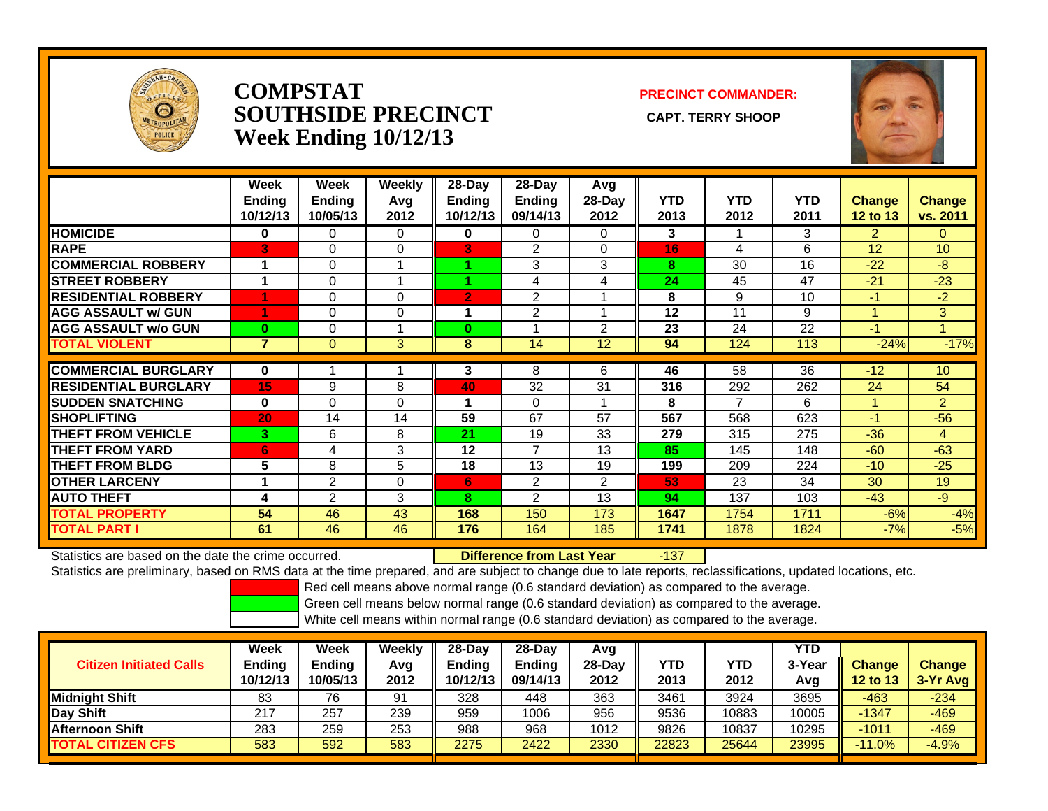# COMPSTAT
# SOUTHSIDE PRECINCT
## Week Ending 10/12/13

**PRECINCT COMMANDER:**

**CAPT. TERRY SHOOP**

| | Week Ending 10/12/13 | Week Ending 10/05/13 | Weekly Avg 2012 | 28-Day Ending 10/12/13 | 28-Day Ending 09/14/13 | Avg 28-Day 2012 | YTD 2013 | YTD 2012 | YTD 2011 | Change 12 to 13 | Change vs. 2011 |
|---|---|---|---|---|---|---|---|---|---|---|---|
| HOMICIDE | 0 | 0 | 0 | 0 | 0 | 0 | 3 | 1 | 3 | 2 | 0 |
| RAPE | 3 | 0 | 0 | 3 | 2 | 0 | 16 | 4 | 6 | 12 | 10 |
| COMMERCIAL ROBBERY | 1 | 0 | 1 | 1 | 3 | 3 | 8 | 30 | 16 | -22 | -8 |
| STREET ROBBERY | 1 | 0 | 1 | 1 | 4 | 4 | 24 | 45 | 47 | -21 | -23 |
| RESIDENTIAL ROBBERY | 1 | 0 | 0 | 2 | 2 | 1 | 8 | 9 | 10 | -1 | -2 |
| AGG ASSAULT w/ GUN | 1 | 0 | 0 | 1 | 2 | 1 | 12 | 11 | 9 | 1 | 3 |
| AGG ASSAULT w/o GUN | 0 | 0 | 1 | 0 | 1 | 2 | 23 | 24 | 22 | -1 | 1 |
| TOTAL VIOLENT | 7 | 0 | 3 | 8 | 14 | 12 | 94 | 124 | 113 | -24% | -17% |
| COMMERCIAL BURGLARY | 0 | 1 | 1 | 3 | 8 | 6 | 46 | 58 | 36 | -12 | 10 |
| RESIDENTIAL BURGLARY | 15 | 9 | 8 | 40 | 32 | 31 | 316 | 292 | 262 | 24 | 54 |
| SUDDEN SNATCHING | 0 | 0 | 0 | 1 | 0 | 1 | 8 | 7 | 6 | 1 | 2 |
| SHOPLIFTING | 20 | 14 | 14 | 59 | 67 | 57 | 567 | 568 | 623 | -1 | -56 |
| THEFT FROM VEHICLE | 3 | 6 | 8 | 21 | 19 | 33 | 279 | 315 | 275 | -36 | 4 |
| THEFT FROM YARD | 6 | 4 | 3 | 12 | 7 | 13 | 85 | 145 | 148 | -60 | -63 |
| THEFT FROM BLDG | 5 | 8 | 5 | 18 | 13 | 19 | 199 | 209 | 224 | -10 | -25 |
| OTHER LARCENY | 1 | 2 | 0 | 6 | 2 | 2 | 53 | 23 | 34 | 30 | 19 |
| AUTO THEFT | 4 | 2 | 3 | 8 | 2 | 13 | 94 | 137 | 103 | -43 | -9 |
| TOTAL PROPERTY | 54 | 46 | 43 | 168 | 150 | 173 | 1647 | 1754 | 1711 | -6% | -4% |
| TOTAL PART I | 61 | 46 | 46 | 176 | 164 | 185 | 1741 | 1878 | 1824 | -7% | -5% |

Statistics are based on the date the crime occurred. **Difference from Last Year** -137

Statistics are preliminary, based on RMS data at the time prepared, and are subject to change due to late reports, reclassifications, updated locations, etc.

Red cell means above normal range (0.6 standard deviation) as compared to the average.

Green cell means below normal range (0.6 standard deviation) as compared to the average.

White cell means within normal range (0.6 standard deviation) as compared to the average.

| Citizen Initiated Calls | Week Ending 10/12/13 | Week Ending 10/05/13 | Weekly Avg 2012 | 28-Day Ending 10/12/13 | 28-Day Ending 09/14/13 | Avg 28-Day 2012 | YTD 2013 | YTD 2012 | YTD 3-Year Avg | Change 12 to 13 | Change 3-Yr Avg |
|---|---|---|---|---|---|---|---|---|---|---|---|
| Midnight Shift | 83 | 76 | 91 | 328 | 448 | 363 | 3461 | 3924 | 3695 | -463 | -234 |
| Day Shift | 217 | 257 | 239 | 959 | 1006 | 956 | 9536 | 10883 | 10005 | -1347 | -469 |
| Afternoon Shift | 283 | 259 | 253 | 988 | 968 | 1012 | 9826 | 10837 | 10295 | -1011 | -469 |
| TOTAL CITIZEN CFS | 583 | 592 | 583 | 2275 | 2422 | 2330 | 22823 | 25644 | 23995 | -11.0% | -4.9% |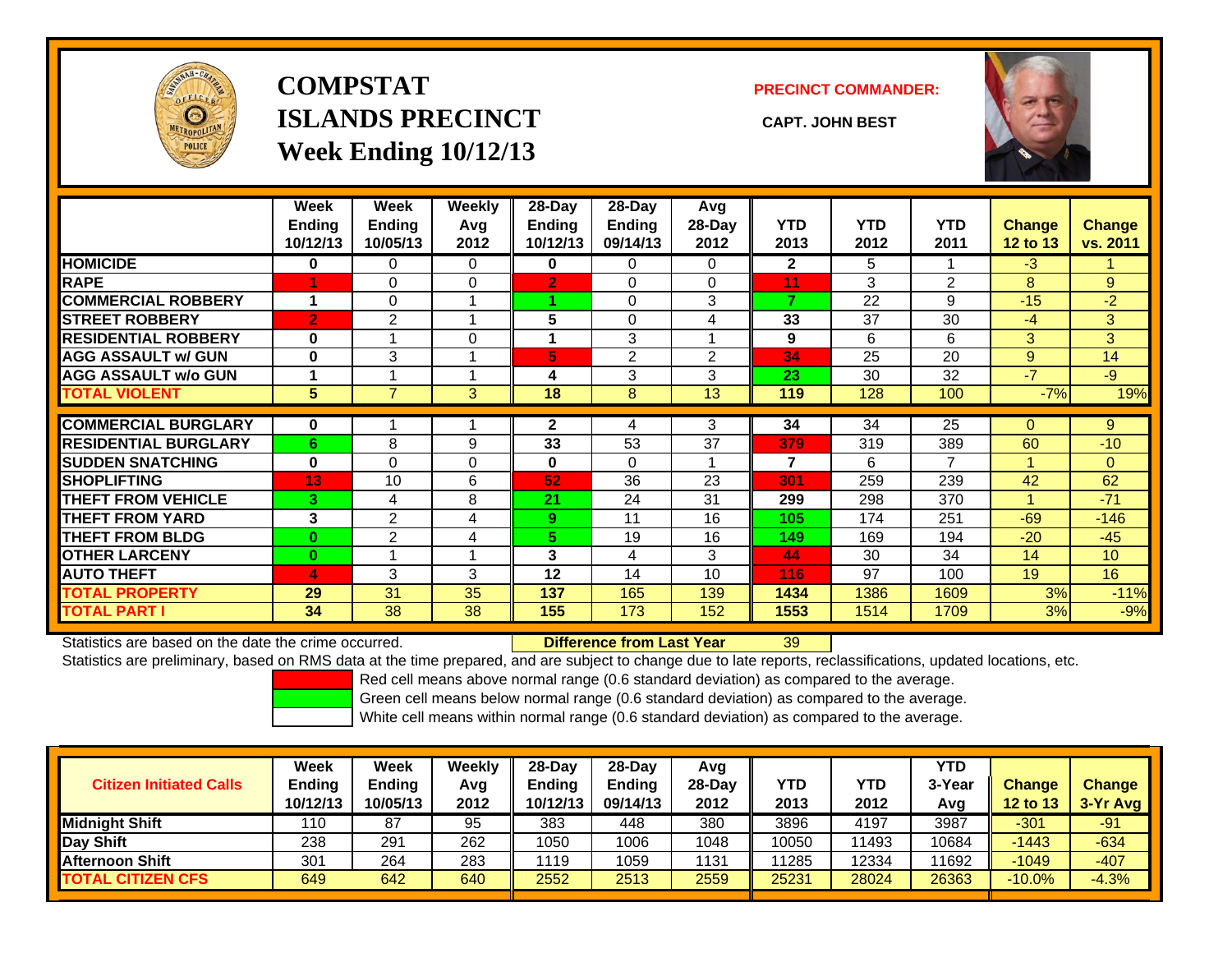# COMPSTAT
# ISLANDS PRECINCT
# Week Ending 10/12/13

**PRECINCT COMMANDER:**

**CAPT. JOHN BEST**

| | Week Ending 10/12/13 | Week Ending 10/05/13 | Weekly Avg 2012 | 28-Day Ending 10/12/13 | 28-Day Ending 09/14/13 | Avg 28-Day 2012 | YTD 2013 | YTD 2012 | YTD 2011 | Change 12 to 13 | Change vs. 2011 |
|---|---|---|---|---|---|---|---|---|---|---|---|
| HOMICIDE | 0 | 0 | 0 | 0 | 0 | 0 | 2 | 5 | 1 | -3 | 1 |
| RAPE | 1 | 0 | 0 | 2 | 0 | 0 | 11 | 3 | 2 | 8 | 9 |
| COMMERCIAL ROBBERY | 1 | 0 | 1 | 1 | 0 | 3 | 7 | 22 | 9 | -15 | -2 |
| STREET ROBBERY | 2 | 2 | 1 | 5 | 0 | 4 | 33 | 37 | 30 | -4 | 3 |
| RESIDENTIAL ROBBERY | 0 | 1 | 0 | 1 | 3 | 1 | 9 | 6 | 6 | 3 | 3 |
| AGG ASSAULT w/ GUN | 0 | 3 | 1 | 5 | 2 | 2 | 34 | 25 | 20 | 9 | 14 |
| AGG ASSAULT w/o GUN | 1 | 1 | 1 | 4 | 3 | 3 | 23 | 30 | 32 | -7 | -9 |
| TOTAL VIOLENT | 5 | 7 | 3 | 18 | 8 | 13 | 119 | 128 | 100 | -7% | 19% |
| COMMERCIAL BURGLARY | 0 | 1 | 1 | 2 | 4 | 3 | 34 | 34 | 25 | 0 | 9 |
| RESIDENTIAL BURGLARY | 6 | 8 | 9 | 33 | 53 | 37 | 379 | 319 | 389 | 60 | -10 |
| SUDDEN SNATCHING | 0 | 0 | 0 | 0 | 0 | 1 | 7 | 6 | 7 | 1 | 0 |
| SHOPLIFTING | 13 | 10 | 6 | 52 | 36 | 23 | 301 | 259 | 239 | 42 | 62 |
| THEFT FROM VEHICLE | 3 | 4 | 8 | 21 | 24 | 31 | 299 | 298 | 370 | 1 | -71 |
| THEFT FROM YARD | 3 | 2 | 4 | 9 | 11 | 16 | 105 | 174 | 251 | -69 | -146 |
| THEFT FROM BLDG | 0 | 2 | 4 | 5 | 19 | 16 | 149 | 169 | 194 | -20 | -45 |
| OTHER LARCENY | 0 | 1 | 1 | 3 | 4 | 3 | 44 | 30 | 34 | 14 | 10 |
| AUTO THEFT | 4 | 3 | 3 | 12 | 14 | 10 | 116 | 97 | 100 | 19 | 16 |
| TOTAL PROPERTY | 29 | 31 | 35 | 137 | 165 | 139 | 1434 | 1386 | 1609 | 3% | -11% |
| TOTAL PART I | 34 | 38 | 38 | 155 | 173 | 152 | 1553 | 1514 | 1709 | 3% | -9% |

Statistics are based on the date the crime occurred. **Difference from Last Year** 39

Statistics are preliminary, based on RMS data at the time prepared, and are subject to change due to late reports, reclassifications, updated locations, etc.

Red cell means above normal range (0.6 standard deviation) as compared to the average.

Green cell means below normal range (0.6 standard deviation) as compared to the average.

White cell means within normal range (0.6 standard deviation) as compared to the average.

| Citizen Initiated Calls | Week Ending 10/12/13 | Week Ending 10/05/13 | Weekly Avg 2012 | 28-Day Ending 10/12/13 | 28-Day Ending 09/14/13 | Avg 28-Day 2012 | YTD 2013 | YTD 2012 | YTD 3-Year Avg | Change 12 to 13 | Change 3-Yr Avg |
|---|---|---|---|---|---|---|---|---|---|---|---|
| Midnight Shift | 110 | 87 | 95 | 383 | 448 | 380 | 3896 | 4197 | 3987 | -301 | -91 |
| Day Shift | 238 | 291 | 262 | 1050 | 1006 | 1048 | 10050 | 11493 | 10684 | -1443 | -634 |
| Afternoon Shift | 301 | 264 | 283 | 1119 | 1059 | 1131 | 11285 | 12334 | 11692 | -1049 | -407 |
| TOTAL CITIZEN CFS | 649 | 642 | 640 | 2552 | 2513 | 2559 | 25231 | 28024 | 26363 | -10.0% | -4.3% |